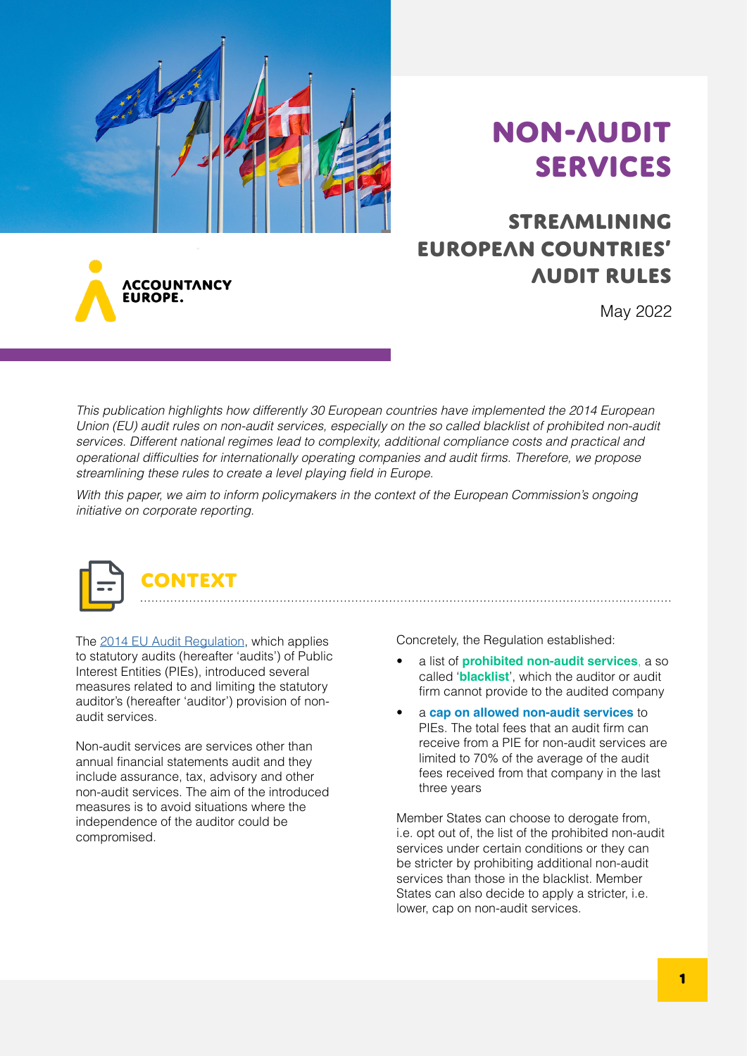# NON-AUDIT SERVICES

## STREAMLINING EUROPEAN COUNTRIES' AUDIT RULES

ACCOUNTANCY EUROPE.

May 2022

*This publication highlights how differently 30 European countries have implemented the 2014 European Union (EU) audit rules on non-audit services, especially on the so called blacklist of prohibited non-audit services. Different national regimes lead to complexity, additional compliance costs and practical and operational difficulties for internationally operating companies and audit firms. Therefore, we propose streamlining these rules to create a level playing field in Europe.*

*With this paper, we aim to inform policymakers in the context of the European Commission's ongoing initiative on corporate reporting.*

## CONTEXT

The 2014 EU Audit Regulation, which applies to statutory audits (hereafter 'audits') of Public Interest Entities (PIEs), introduced several measures related to and limiting the statutory auditor's (hereafter 'auditor') provision of non-audit services.

Non-audit services are services other than annual financial statements audit and they include assurance, tax, advisory and other non-audit services. The aim of the introduced measures is to avoid situations where the independence of the auditor could be compromised.

Concretely, the Regulation established:

- a list of **prohibited non-audit services**, a so called '**blacklist**', which the auditor or audit firm cannot provide to the audited company
- a **cap on allowed non-audit services** to PIEs. The total fees that an audit firm can receive from a PIE for non-audit services are limited to 70% of the average of the audit fees received from that company in the last three years

Member States can choose to derogate from, i.e. opt out of, the list of the prohibited non-audit services under certain conditions or they can be stricter by prohibiting additional non-audit services than those in the blacklist. Member States can also decide to apply a stricter, i.e. lower, cap on non-audit services.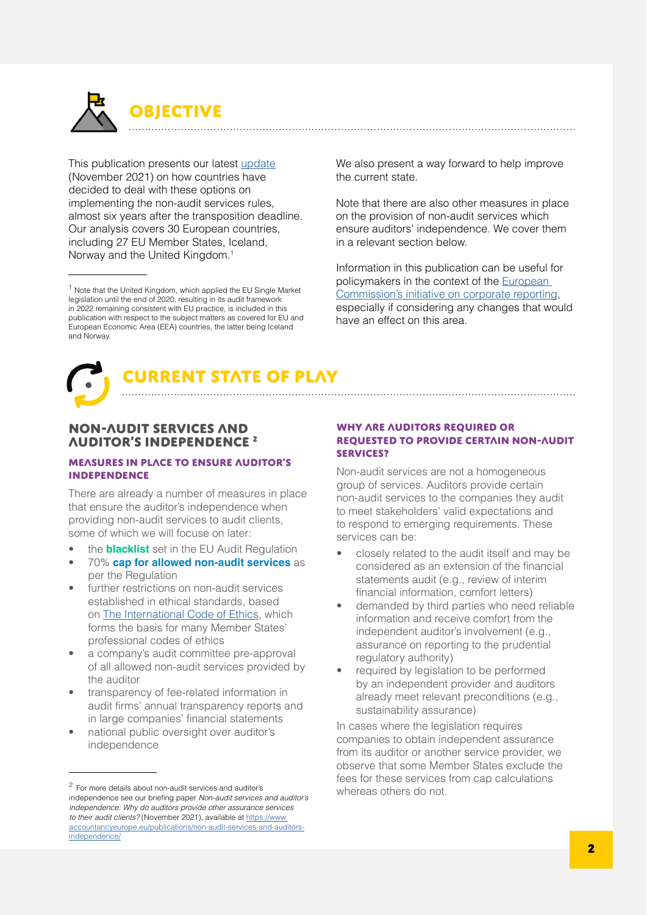# OBJECTIVE

This publication presents our latest update (November 2021) on how countries have decided to deal with these options on implementing the non-audit services rules, almost six years after the transposition deadline. Our analysis covers 30 European countries, including 27 EU Member States, Iceland, Norway and the United Kingdom.[1]

[1] Note that the United Kingdom, which applied the EU Single Market legislation until the end of 2020, resulting in its audit framework in 2022 remaining consistent with EU practice, is included in this publication with respect to the subject matters as covered for EU and European Economic Area (EEA) countries, the latter being Iceland and Norway.

We also present a way forward to help improve the current state.

Note that there are also other measures in place on the provision of non-audit services which ensure auditors' independence. We cover them in a relevant section below.

Information in this publication can be useful for policymakers in the context of the European Commission's initiative on corporate reporting, especially if considering any changes that would have an effect on this area.

# CURRENT STATE OF PLAY

## NON-AUDIT SERVICES AND AUDITOR'S INDEPENDENCE [2]

### MEASURES IN PLACE TO ENSURE AUDITOR'S INDEPENDENCE

There are already a number of measures in place that ensure the auditor's independence when providing non-audit services to audit clients, some of which we will focus on later:

- the **blacklist** set in the EU Audit Regulation
- 70% **cap for allowed non-audit services** as per the Regulation
- further restrictions on non-audit services established in ethical standards, based on The International Code of Ethics, which forms the basis for many Member States' professional codes of ethics
- a company's audit committee pre-approval of all allowed non-audit services provided by the auditor
- transparency of fee-related information in audit firms' annual transparency reports and in large companies' financial statements
- national public oversight over auditor's independence

[2] For more details about non-audit services and auditor's independence see our briefing paper *Non-audit services and auditor's independence: Why do auditors provide other assurance services to their audit clients?* (November 2021), available at https://www.accountancyeurope.eu/publications/non-audit-services-and-auditors-independence/

### WHY ARE AUDITORS REQUIRED OR REQUESTED TO PROVIDE CERTAIN NON-AUDIT SERVICES?

Non-audit services are not a homogeneous group of services. Auditors provide certain non-audit services to the companies they audit to meet stakeholders' valid expectations and to respond to emerging requirements. These services can be:

- closely related to the audit itself and may be considered as an extension of the financial statements audit (e.g., review of interim financial information, comfort letters)
- demanded by third parties who need reliable information and receive comfort from the independent auditor's involvement (e.g., assurance on reporting to the prudential regulatory authority)
- required by legislation to be performed by an independent provider and auditors already meet relevant preconditions (e.g., sustainability assurance)

In cases where the legislation requires companies to obtain independent assurance from its auditor or another service provider, we observe that some Member States exclude the fees for these services from cap calculations whereas others do not.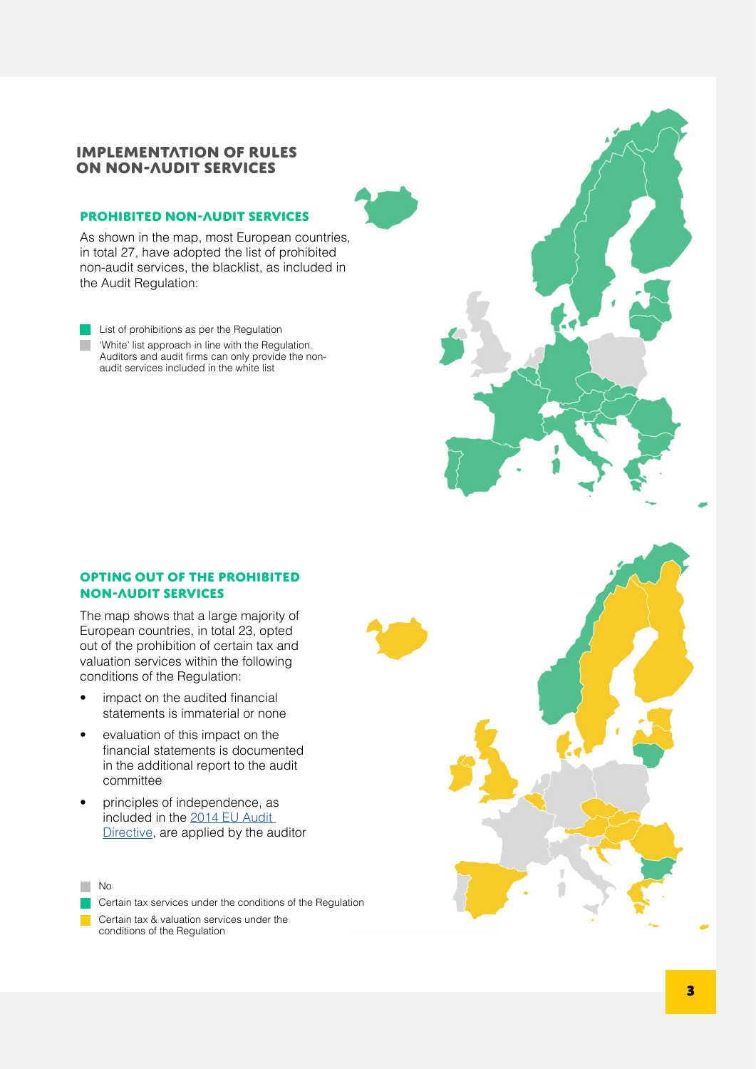# IMPLEMENTATION OF RULES ON NON-AUDIT SERVICES

## PROHIBITED NON-AUDIT SERVICES

As shown in the map, most European countries, in total 27, have adopted the list of prohibited non-audit services, the blacklist, as included in the Audit Regulation:

- List of prohibitions as per the Regulation
- 'White' list approach in line with the Regulation. Auditors and audit firms can only provide the non-audit services included in the white list

## OPTING OUT OF THE PROHIBITED NON-AUDIT SERVICES

The map shows that a large majority of European countries, in total 23, opted out of the prohibition of certain tax and valuation services within the following conditions of the Regulation:

- impact on the audited financial statements is immaterial or none
- evaluation of this impact on the financial statements is documented in the additional report to the audit committee
- principles of independence, as included in the [2014 EU Audit Directive](), are applied by the auditor

- No
- Certain tax services under the conditions of the Regulation
- Certain tax & valuation services under the conditions of the Regulation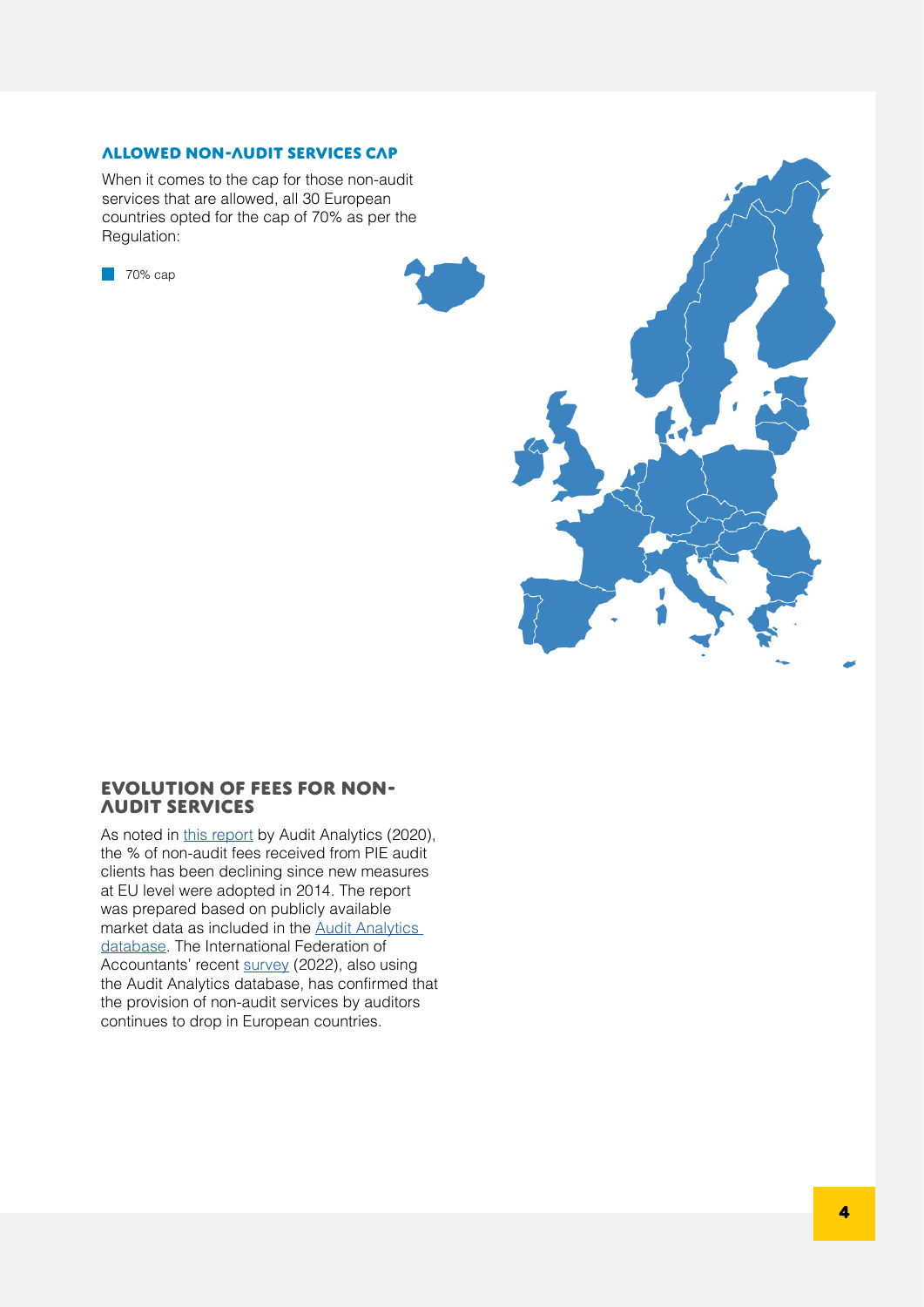## ALLOWED NON-AUDIT SERVICES CAP

When it comes to the cap for those non-audit services that are allowed, all 30 European countries opted for the cap of 70% as per the Regulation:

70% cap

## EVOLUTION OF FEES FOR NON-AUDIT SERVICES

As noted in this report by Audit Analytics (2020), the % of non-audit fees received from PIE audit clients has been declining since new measures at EU level were adopted in 2014. The report was prepared based on publicly available market data as included in the Audit Analytics database. The International Federation of Accountants' recent survey (2022), also using the Audit Analytics database, has confirmed that the provision of non-audit services by auditors continues to drop in European countries.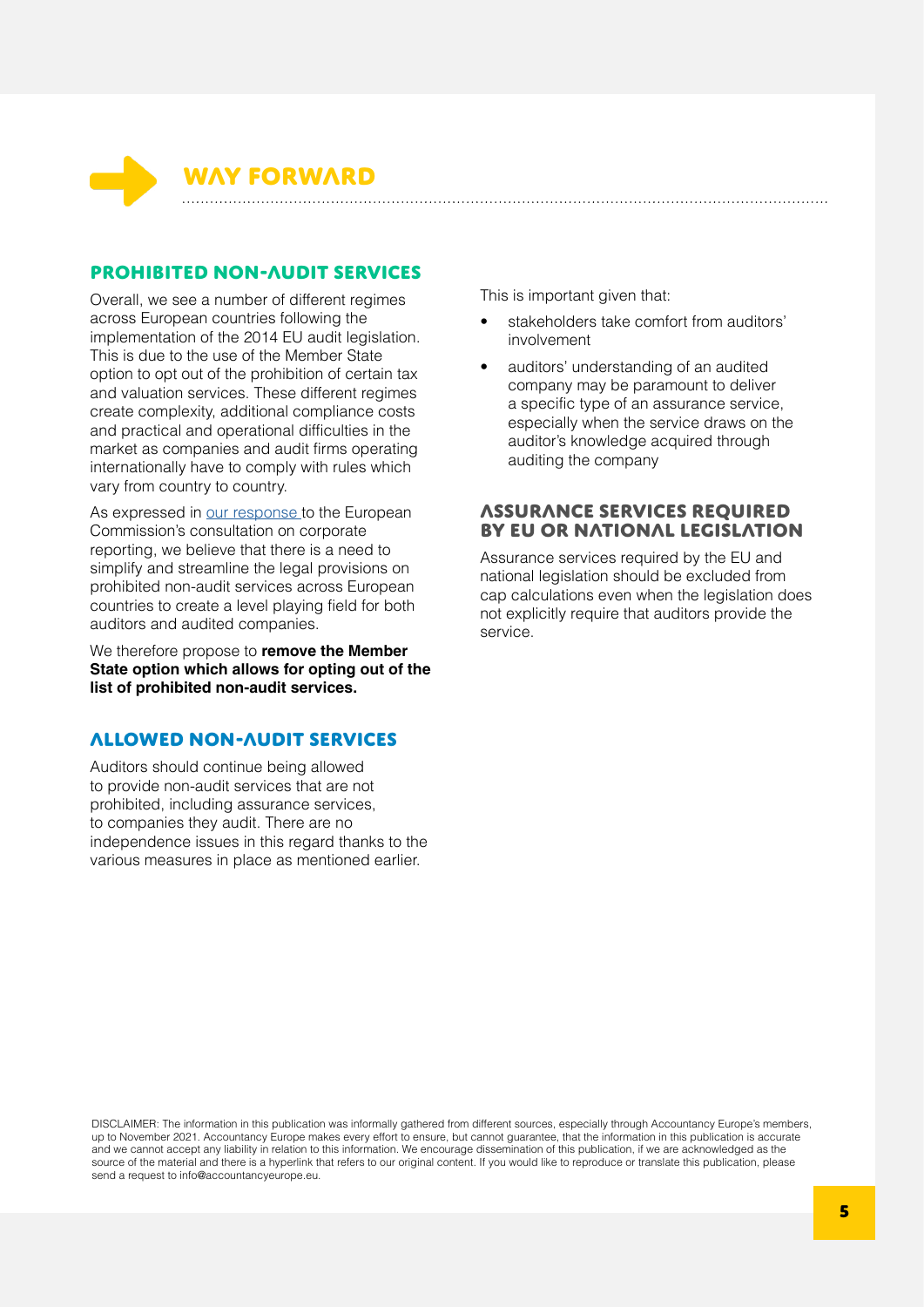# WAY FORWARD

## PROHIBITED NON-AUDIT SERVICES

Overall, we see a number of different regimes across European countries following the implementation of the 2014 EU audit legislation. This is due to the use of the Member State option to opt out of the prohibition of certain tax and valuation services. These different regimes create complexity, additional compliance costs and practical and operational difficulties in the market as companies and audit firms operating internationally have to comply with rules which vary from country to country.

As expressed in our response to the European Commission's consultation on corporate reporting, we believe that there is a need to simplify and streamline the legal provisions on prohibited non-audit services across European countries to create a level playing field for both auditors and audited companies.

We therefore propose to **remove the Member State option which allows for opting out of the list of prohibited non-audit services.**

## ALLOWED NON-AUDIT SERVICES

Auditors should continue being allowed to provide non-audit services that are not prohibited, including assurance services, to companies they audit. There are no independence issues in this regard thanks to the various measures in place as mentioned earlier.

This is important given that:

- stakeholders take comfort from auditors' involvement
- auditors' understanding of an audited company may be paramount to deliver a specific type of an assurance service, especially when the service draws on the auditor's knowledge acquired through auditing the company

## ASSURANCE SERVICES REQUIRED BY EU OR NATIONAL LEGISLATION

Assurance services required by the EU and national legislation should be excluded from cap calculations even when the legislation does not explicitly require that auditors provide the service.

DISCLAIMER: The information in this publication was informally gathered from different sources, especially through Accountancy Europe's members, up to November 2021. Accountancy Europe makes every effort to ensure, but cannot guarantee, that the information in this publication is accurate and we cannot accept any liability in relation to this information. We encourage dissemination of this publication, if we are acknowledged as the source of the material and there is a hyperlink that refers to our original content. If you would like to reproduce or translate this publication, please send a request to info@accountancyeurope.eu.